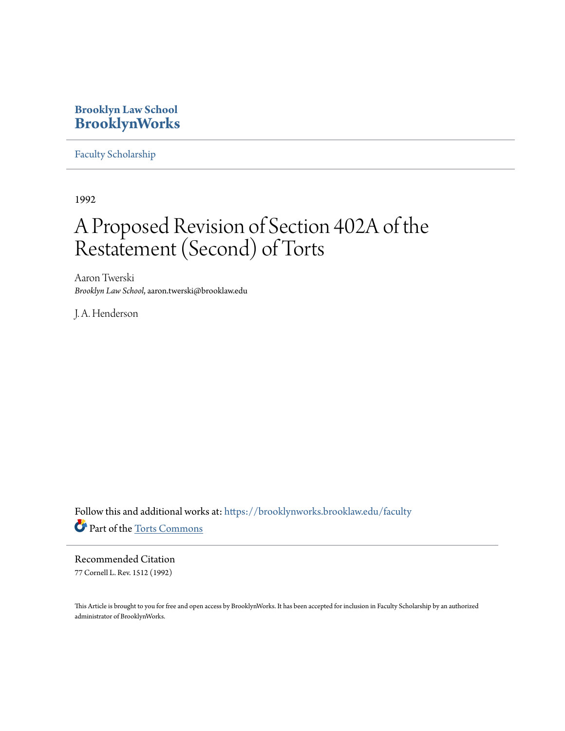**Brooklyn Law School**
**BrooklynWorks**

Faculty Scholarship

---

1992

# A Proposed Revision of Section 402A of the Restatement (Second) of Torts

Aaron Twerski
*Brooklyn Law School*, aaron.twerski@brooklaw.edu

J. A. Henderson

Follow this and additional works at: https://brooklynworks.brooklaw.edu/faculty

Part of the Torts Commons

---

**Recommended Citation**
77 Cornell L. Rev. 1512 (1992)

This Article is brought to you for free and open access by BrooklynWorks. It has been accepted for inclusion in Faculty Scholarship by an authorized administrator of BrooklynWorks.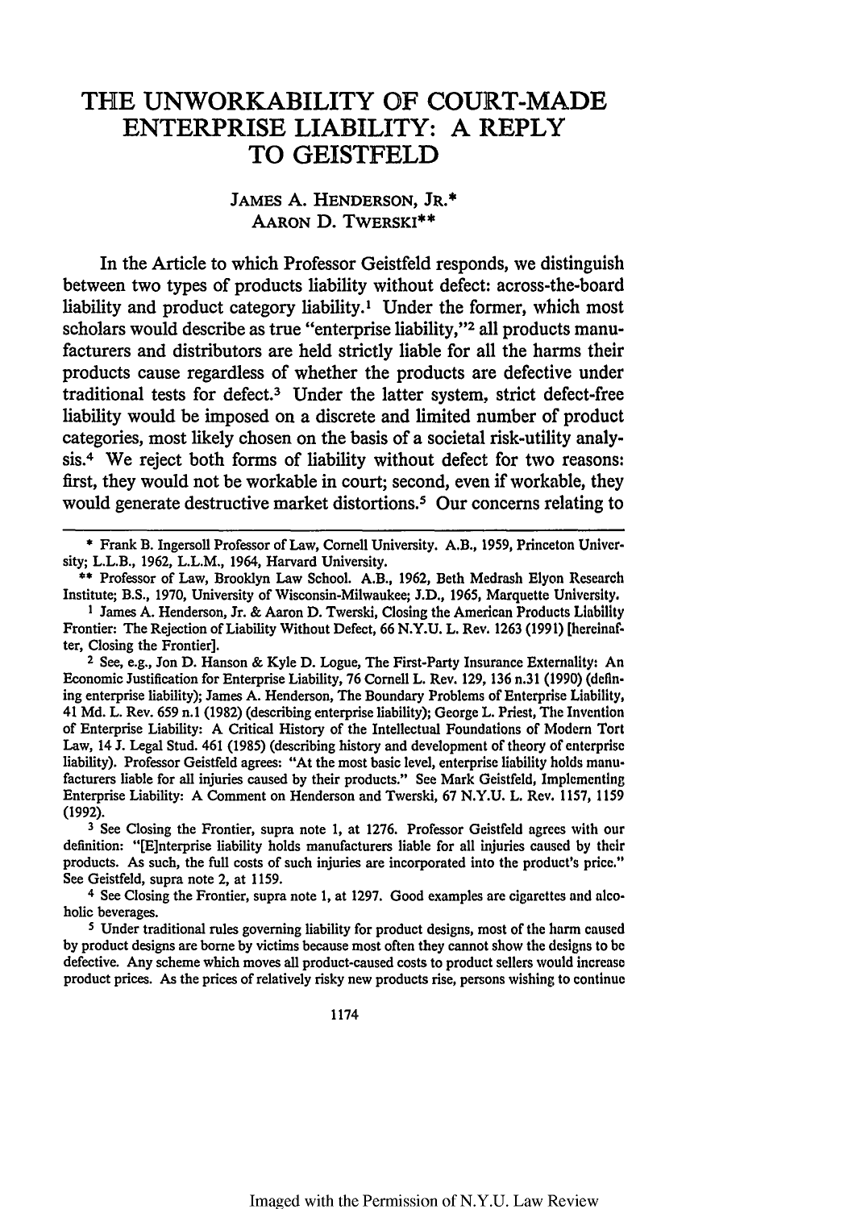# THE UNWORKABILITY OF COURT-MADE ENTERPRISE LIABILITY: A REPLY TO GEISTFELD

JAMES A. HENDERSON, JR.*
AARON D. TWERSKI**

In the Article to which Professor Geistfeld responds, we distinguish between two types of products liability without defect: across-the-board liability and product category liability.[1] Under the former, which most scholars would describe as true "enterprise liability,"[2] all products manufacturers and distributors are held strictly liable for all the harms their products cause regardless of whether the products are defective under traditional tests for defect.[3] Under the latter system, strict defect-free liability would be imposed on a discrete and limited number of product categories, most likely chosen on the basis of a societal risk-utility analysis.[4] We reject both forms of liability without defect for two reasons: first, they would not be workable in court; second, even if workable, they would generate destructive market distortions.[5] Our concerns relating to

---

\* Frank B. Ingersoll Professor of Law, Cornell University. A.B., 1959, Princeton University; L.L.B., 1962, L.L.M., 1964, Harvard University.

\*\* Professor of Law, Brooklyn Law School. A.B., 1962, Beth Medrash Elyon Research Institute; B.S., 1970, University of Wisconsin-Milwaukee; J.D., 1965, Marquette University.

[1] James A. Henderson, Jr. & Aaron D. Twerski, Closing the American Products Liability Frontier: The Rejection of Liability Without Defect, 66 N.Y.U. L. Rev. 1263 (1991) [hereinafter, Closing the Frontier].

[2] See, e.g., Jon D. Hanson & Kyle D. Logue, The First-Party Insurance Externality: An Economic Justification for Enterprise Liability, 76 Cornell L. Rev. 129, 136 n.31 (1990) (defining enterprise liability); James A. Henderson, The Boundary Problems of Enterprise Liability, 41 Md. L. Rev. 659 n.1 (1982) (describing enterprise liability); George L. Priest, The Invention of Enterprise Liability: A Critical History of the Intellectual Foundations of Modern Tort Law, 14 J. Legal Stud. 461 (1985) (describing history and development of theory of enterprise liability). Professor Geistfeld agrees: "At the most basic level, enterprise liability holds manufacturers liable for all injuries caused by their products." See Mark Geistfeld, Implementing Enterprise Liability: A Comment on Henderson and Twerski, 67 N.Y.U. L. Rev. 1157, 1159 (1992).

[3] See Closing the Frontier, supra note 1, at 1276. Professor Geistfeld agrees with our definition: "[E]nterprise liability holds manufacturers liable for all injuries caused by their products. As such, the full costs of such injuries are incorporated into the product's price." See Geistfeld, supra note 2, at 1159.

[4] See Closing the Frontier, supra note 1, at 1297. Good examples are cigarettes and alcoholic beverages.

[5] Under traditional rules governing liability for product designs, most of the harm caused by product designs are borne by victims because most often they cannot show the designs to be defective. Any scheme which moves all product-caused costs to product sellers would increase product prices. As the prices of relatively risky new products rise, persons wishing to continue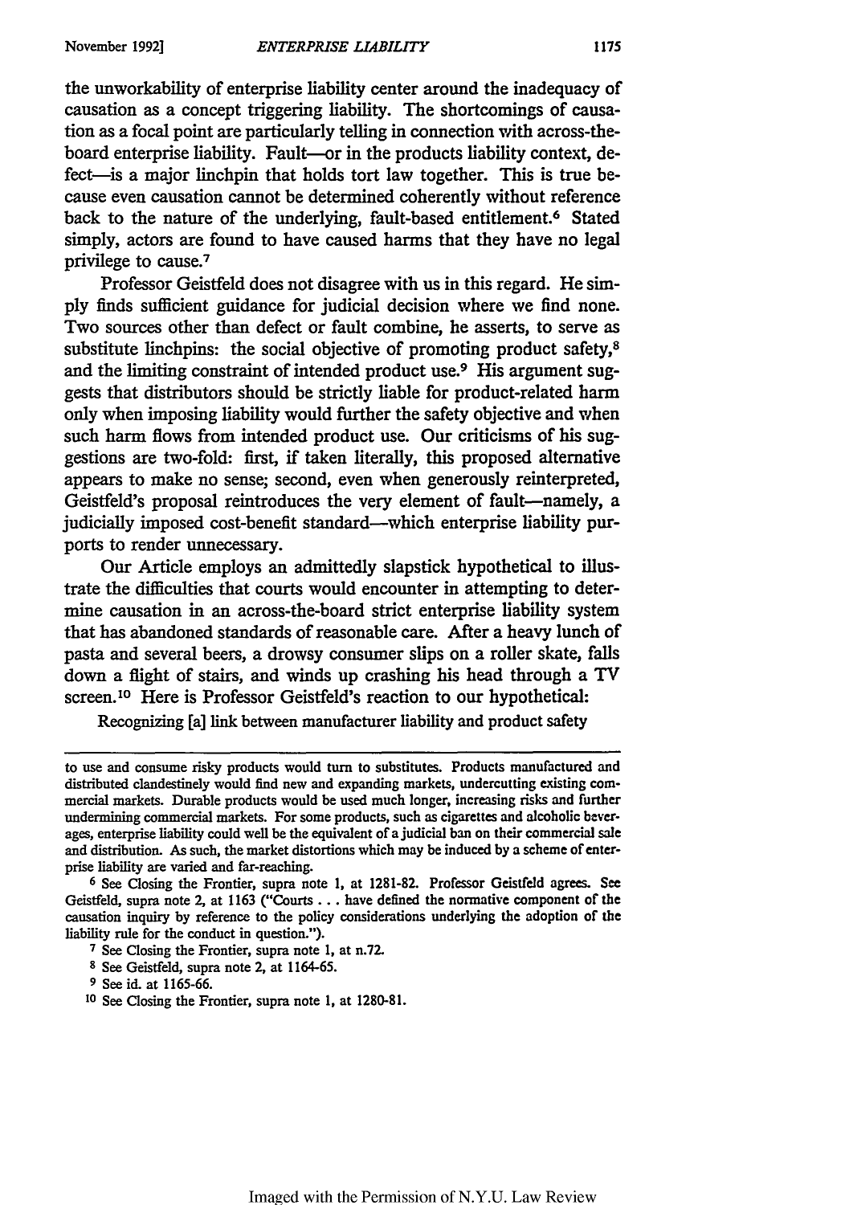the unworkability of enterprise liability center around the inadequacy of causation as a concept triggering liability. The shortcomings of causation as a focal point are particularly telling in connection with across-the-board enterprise liability. Fault—or in the products liability context, defect—is a major linchpin that holds tort law together. This is true because even causation cannot be determined coherently without reference back to the nature of the underlying, fault-based entitlement.[6] Stated simply, actors are found to have caused harms that they have no legal privilege to cause.[7]

Professor Geistfeld does not disagree with us in this regard. He simply finds sufficient guidance for judicial decision where we find none. Two sources other than defect or fault combine, he asserts, to serve as substitute linchpins: the social objective of promoting product safety,[8] and the limiting constraint of intended product use.[9] His argument suggests that distributors should be strictly liable for product-related harm only when imposing liability would further the safety objective and when such harm flows from intended product use. Our criticisms of his suggestions are two-fold: first, if taken literally, this proposed alternative appears to make no sense; second, even when generously reinterpreted, Geistfeld's proposal reintroduces the very element of fault—namely, a judicially imposed cost-benefit standard—which enterprise liability purports to render unnecessary.

Our Article employs an admittedly slapstick hypothetical to illustrate the difficulties that courts would encounter in attempting to determine causation in an across-the-board strict enterprise liability system that has abandoned standards of reasonable care. After a heavy lunch of pasta and several beers, a drowsy consumer slips on a roller skate, falls down a flight of stairs, and winds up crashing his head through a TV screen.[10] Here is Professor Geistfeld's reaction to our hypothetical:

> Recognizing [a] link between manufacturer liability and product safety

---

to use and consume risky products would turn to substitutes. Products manufactured and distributed clandestinely would find new and expanding markets, undercutting existing commercial markets. Durable products would be used much longer, increasing risks and further undermining commercial markets. For some products, such as cigarettes and alcoholic beverages, enterprise liability could well be the equivalent of a judicial ban on their commercial sale and distribution. As such, the market distortions which may be induced by a scheme of enterprise liability are varied and far-reaching.

[6] See Closing the Frontier, supra note 1, at 1281-82. Professor Geistfeld agrees. See Geistfeld, supra note 2, at 1163 ("Courts . . . have defined the normative component of the causation inquiry by reference to the policy considerations underlying the adoption of the liability rule for the conduct in question.").

[7] See Closing the Frontier, supra note 1, at n.72.

[8] See Geistfeld, supra note 2, at 1164-65.

[9] See id. at 1165-66.

[10] See Closing the Frontier, supra note 1, at 1280-81.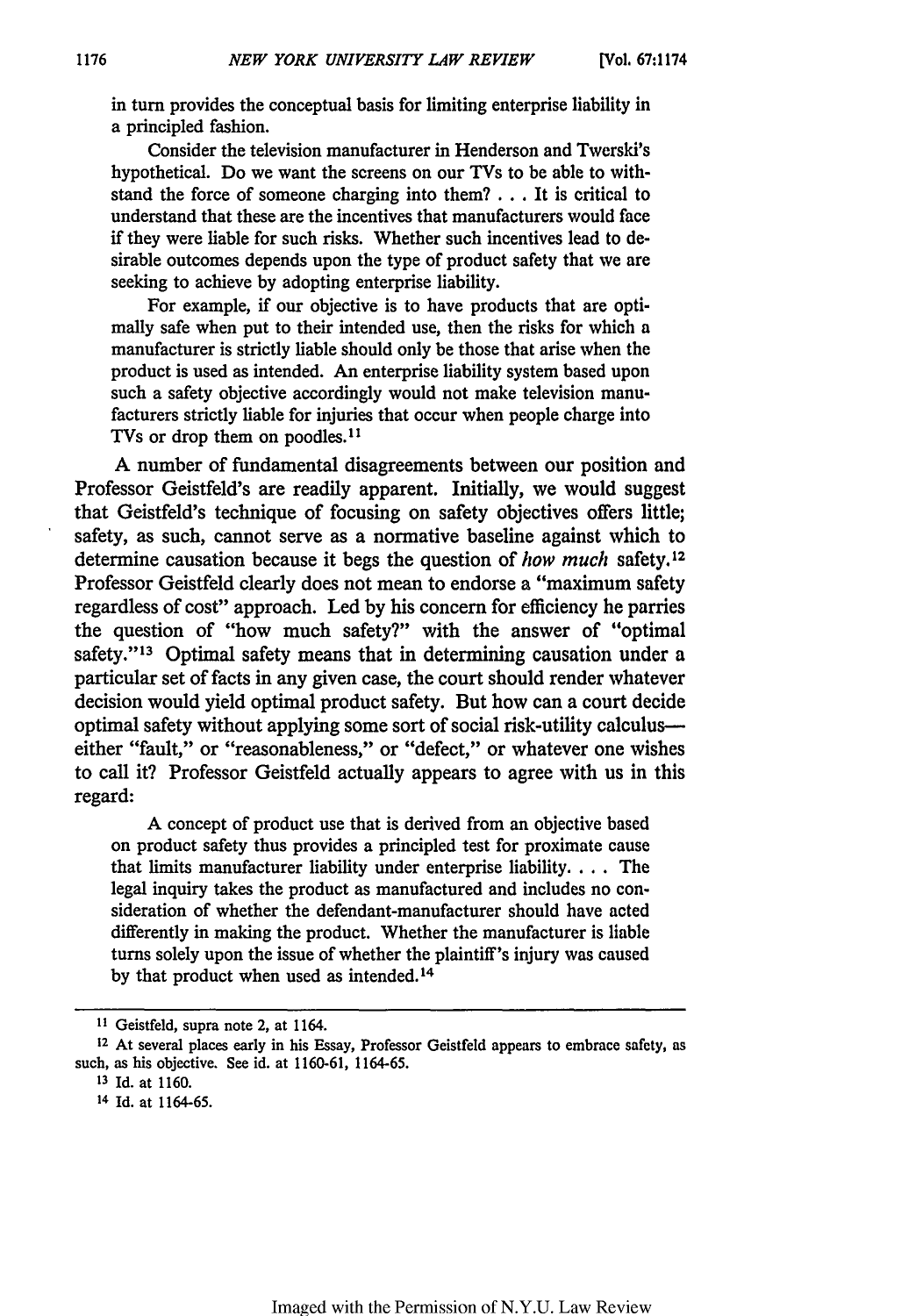in turn provides the conceptual basis for limiting enterprise liability in a principled fashion.

Consider the television manufacturer in Henderson and Twerski's hypothetical. Do we want the screens on our TVs to be able to withstand the force of someone charging into them? . . . It is critical to understand that these are the incentives that manufacturers would face if they were liable for such risks. Whether such incentives lead to desirable outcomes depends upon the type of product safety that we are seeking to achieve by adopting enterprise liability.

For example, if our objective is to have products that are optimally safe when put to their intended use, then the risks for which a manufacturer is strictly liable should only be those that arise when the product is used as intended. An enterprise liability system based upon such a safety objective accordingly would not make television manufacturers strictly liable for injuries that occur when people charge into TVs or drop them on poodles.[11]

A number of fundamental disagreements between our position and Professor Geistfeld's are readily apparent. Initially, we would suggest that Geistfeld's technique of focusing on safety objectives offers little; safety, as such, cannot serve as a normative baseline against which to determine causation because it begs the question of *how much* safety.[12] Professor Geistfeld clearly does not mean to endorse a "maximum safety regardless of cost" approach. Led by his concern for efficiency he parries the question of "how much safety?" with the answer of "optimal safety."[13] Optimal safety means that in determining causation under a particular set of facts in any given case, the court should render whatever decision would yield optimal product safety. But how can a court decide optimal safety without applying some sort of social risk-utility calculus—either "fault," or "reasonableness," or "defect," or whatever one wishes to call it? Professor Geistfeld actually appears to agree with us in this regard:

> A concept of product use that is derived from an objective based on product safety thus provides a principled test for proximate cause that limits manufacturer liability under enterprise liability. . . . The legal inquiry takes the product as manufactured and includes no consideration of whether the defendant-manufacturer should have acted differently in making the product. Whether the manufacturer is liable turns solely upon the issue of whether the plaintiff's injury was caused by that product when used as intended.[14]

---

[11] Geistfeld, supra note 2, at 1164.

[12] At several places early in his Essay, Professor Geistfeld appears to embrace safety, as such, as his objective. See id. at 1160-61, 1164-65.

[13] Id. at 1160.

[14] Id. at 1164-65.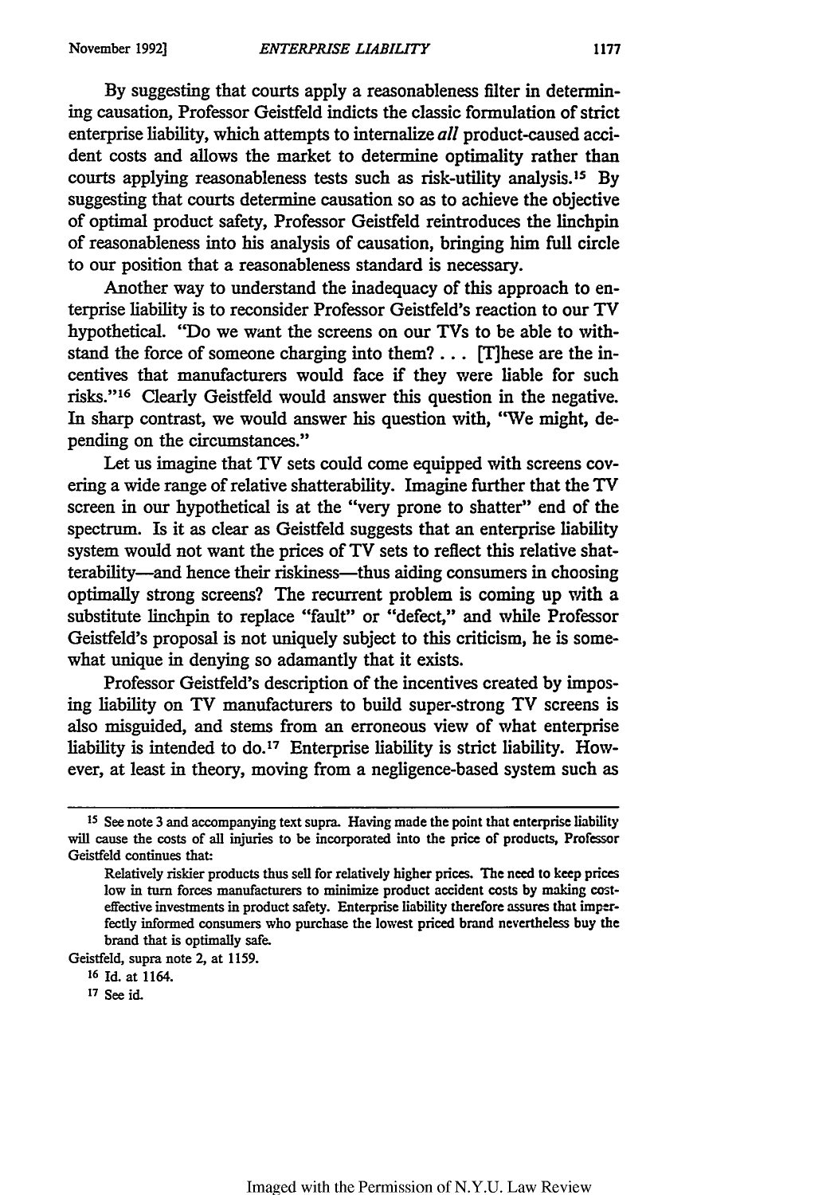By suggesting that courts apply a reasonableness filter in determining causation, Professor Geistfeld indicts the classic formulation of strict enterprise liability, which attempts to internalize *all* product-caused accident costs and allows the market to determine optimality rather than courts applying reasonableness tests such as risk-utility analysis.[15] By suggesting that courts determine causation so as to achieve the objective of optimal product safety, Professor Geistfeld reintroduces the linchpin of reasonableness into his analysis of causation, bringing him full circle to our position that a reasonableness standard is necessary.

Another way to understand the inadequacy of this approach to enterprise liability is to reconsider Professor Geistfeld's reaction to our TV hypothetical. "Do we want the screens on our TVs to be able to withstand the force of someone charging into them? . . . [T]hese are the incentives that manufacturers would face if they were liable for such risks."[16] Clearly Geistfeld would answer this question in the negative. In sharp contrast, we would answer his question with, "We might, depending on the circumstances."

Let us imagine that TV sets could come equipped with screens covering a wide range of relative shatterability. Imagine further that the TV screen in our hypothetical is at the "very prone to shatter" end of the spectrum. Is it as clear as Geistfeld suggests that an enterprise liability system would not want the prices of TV sets to reflect this relative shatterability—and hence their riskiness—thus aiding consumers in choosing optimally strong screens? The recurrent problem is coming up with a substitute linchpin to replace "fault" or "defect," and while Professor Geistfeld's proposal is not uniquely subject to this criticism, he is somewhat unique in denying so adamantly that it exists.

Professor Geistfeld's description of the incentives created by imposing liability on TV manufacturers to build super-strong TV screens is also misguided, and stems from an erroneous view of what enterprise liability is intended to do.[17] Enterprise liability is strict liability. However, at least in theory, moving from a negligence-based system such as

---

[15] See note 3 and accompanying text supra. Having made the point that enterprise liability will cause the costs of all injuries to be incorporated into the price of products, Professor Geistfeld continues that:

> Relatively riskier products thus sell for relatively higher prices. The need to keep prices low in turn forces manufacturers to minimize product accident costs by making cost-effective investments in product safety. Enterprise liability therefore assures that imperfectly informed consumers who purchase the lowest priced brand nevertheless buy the brand that is optimally safe.

Geistfeld, supra note 2, at 1159.

[16] Id. at 1164.

[17] See id.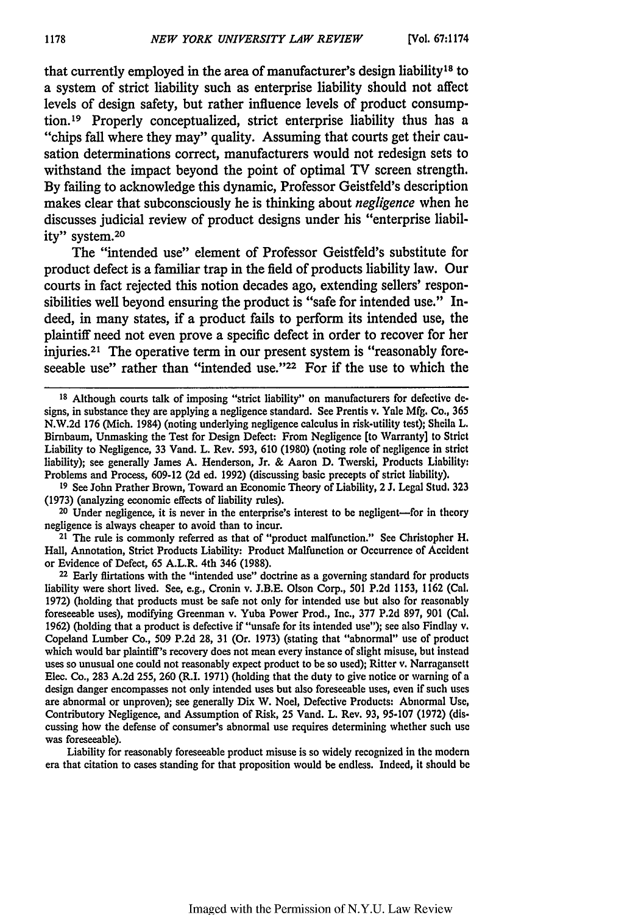that currently employed in the area of manufacturer's design liability[18] to a system of strict liability such as enterprise liability should not affect levels of design safety, but rather influence levels of product consumption.[19] Properly conceptualized, strict enterprise liability thus has a "chips fall where they may" quality. Assuming that courts get their causation determinations correct, manufacturers would not redesign sets to withstand the impact beyond the point of optimal TV screen strength. By failing to acknowledge this dynamic, Professor Geistfeld's description makes clear that subconsciously he is thinking about *negligence* when he discusses judicial review of product designs under his "enterprise liability" system.[20]

The "intended use" element of Professor Geistfeld's substitute for product defect is a familiar trap in the field of products liability law. Our courts in fact rejected this notion decades ago, extending sellers' responsibilities well beyond ensuring the product is "safe for intended use." Indeed, in many states, if a product fails to perform its intended use, the plaintiff need not even prove a specific defect in order to recover for her injuries.[21] The operative term in our present system is "reasonably foreseeable use" rather than "intended use."[22] For if the use to which the

---

[18] Although courts talk of imposing "strict liability" on manufacturers for defective designs, in substance they are applying a negligence standard. See Prentis v. Yale Mfg. Co., 365 N.W.2d 176 (Mich. 1984) (noting underlying negligence calculus in risk-utility test); Sheila L. Birnbaum, Unmasking the Test for Design Defect: From Negligence [to Warranty] to Strict Liability to Negligence, 33 Vand. L. Rev. 593, 610 (1980) (noting role of negligence in strict liability); see generally James A. Henderson, Jr. & Aaron D. Twerski, Products Liability: Problems and Process, 609-12 (2d ed. 1992) (discussing basic precepts of strict liability).

[19] See John Prather Brown, Toward an Economic Theory of Liability, 2 J. Legal Stud. 323 (1973) (analyzing economic effects of liability rules).

[20] Under negligence, it is never in the enterprise's interest to be negligent—for in theory negligence is always cheaper to avoid than to incur.

[21] The rule is commonly referred as that of "product malfunction." See Christopher H. Hall, Annotation, Strict Products Liability: Product Malfunction or Occurrence of Accident or Evidence of Defect, 65 A.L.R. 4th 346 (1988).

[22] Early flirtations with the "intended use" doctrine as a governing standard for products liability were short lived. See, e.g., Cronin v. J.B.E. Olson Corp., 501 P.2d 1153, 1162 (Cal. 1972) (holding that products must be safe not only for intended use but also for reasonably foreseeable uses), modifying Greenman v. Yuba Power Prod., Inc., 377 P.2d 897, 901 (Cal. 1962) (holding that a product is defective if "unsafe for its intended use"); see also Findlay v. Copeland Lumber Co., 509 P.2d 28, 31 (Or. 1973) (stating that "abnormal" use of product which would bar plaintiff's recovery does not mean every instance of slight misuse, but instead uses so unusual one could not reasonably expect product to be so used); Ritter v. Narragansett Elec. Co., 283 A.2d 255, 260 (R.I. 1971) (holding that the duty to give notice or warning of a design danger encompasses not only intended uses but also foreseeable uses, even if such uses are abnormal or unproven); see generally Dix W. Noel, Defective Products: Abnormal Use, Contributory Negligence, and Assumption of Risk, 25 Vand. L. Rev. 93, 95-107 (1972) (discussing how the defense of consumer's abnormal use requires determining whether such use was foreseeable).

Liability for reasonably foreseeable product misuse is so widely recognized in the modern era that citation to cases standing for that proposition would be endless. Indeed, it should be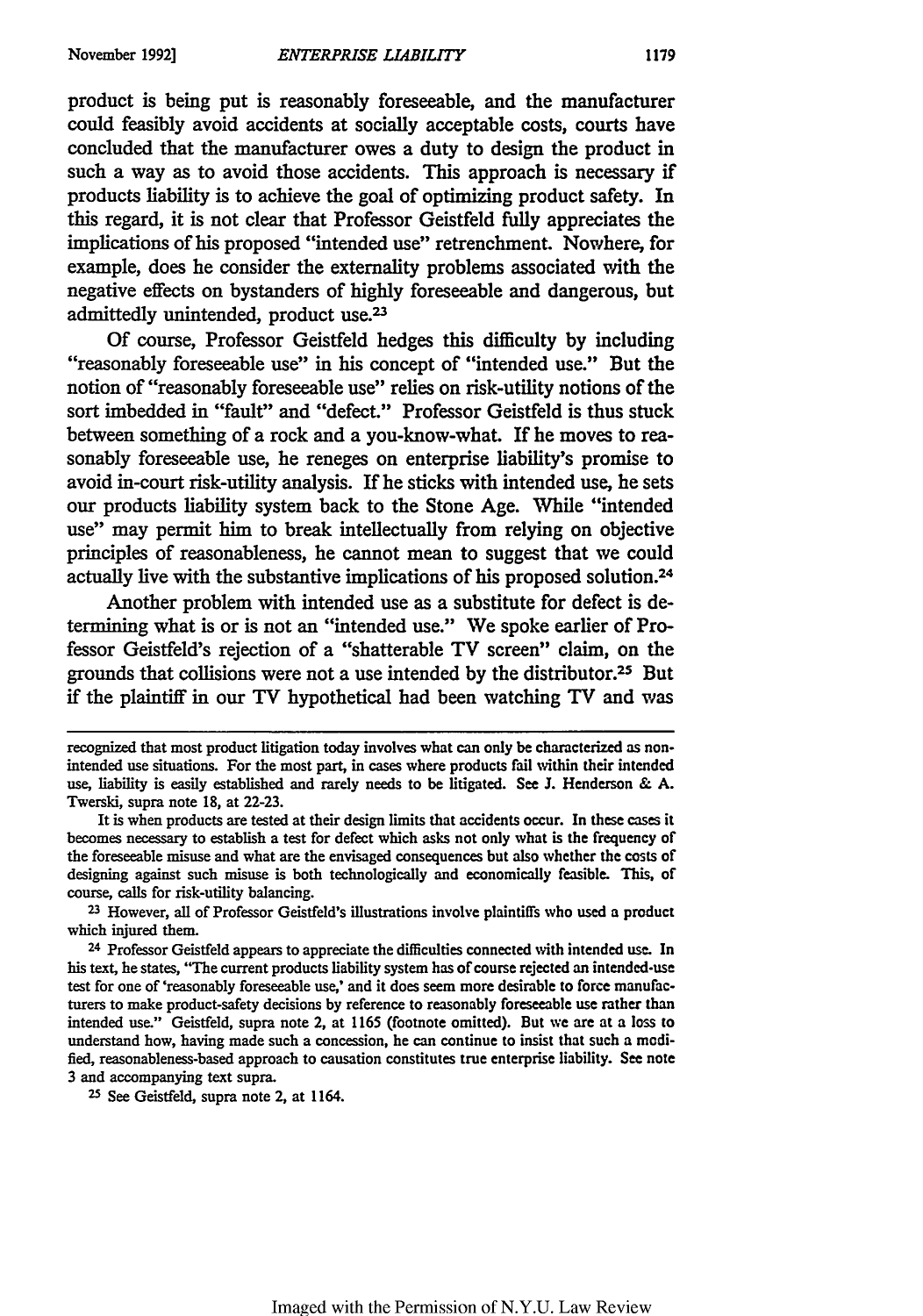product is being put is reasonably foreseeable, and the manufacturer could feasibly avoid accidents at socially acceptable costs, courts have concluded that the manufacturer owes a duty to design the product in such a way as to avoid those accidents. This approach is necessary if products liability is to achieve the goal of optimizing product safety. In this regard, it is not clear that Professor Geistfeld fully appreciates the implications of his proposed "intended use" retrenchment. Nowhere, for example, does he consider the externality problems associated with the negative effects on bystanders of highly foreseeable and dangerous, but admittedly unintended, product use.[23]

Of course, Professor Geistfeld hedges this difficulty by including "reasonably foreseeable use" in his concept of "intended use." But the notion of "reasonably foreseeable use" relies on risk-utility notions of the sort imbedded in "fault" and "defect." Professor Geistfeld is thus stuck between something of a rock and a you-know-what. If he moves to reasonably foreseeable use, he reneges on enterprise liability's promise to avoid in-court risk-utility analysis. If he sticks with intended use, he sets our products liability system back to the Stone Age. While "intended use" may permit him to break intellectually from relying on objective principles of reasonableness, he cannot mean to suggest that we could actually live with the substantive implications of his proposed solution.[24]

Another problem with intended use as a substitute for defect is determining what is or is not an "intended use." We spoke earlier of Professor Geistfeld's rejection of a "shatterable TV screen" claim, on the grounds that collisions were not a use intended by the distributor.[25] But if the plaintiff in our TV hypothetical had been watching TV and was

---

recognized that most product litigation today involves what can only be characterized as non-intended use situations. For the most part, in cases where products fail within their intended use, liability is easily established and rarely needs to be litigated. See J. Henderson & A. Twerski, supra note 18, at 22-23.

It is when products are tested at their design limits that accidents occur. In these cases it becomes necessary to establish a test for defect which asks not only what is the frequency of the foreseeable misuse and what are the envisaged consequences but also whether the costs of designing against such misuse is both technologically and economically feasible. This, of course, calls for risk-utility balancing.

[23] However, all of Professor Geistfeld's illustrations involve plaintiffs who used a product which injured them.

[24] Professor Geistfeld appears to appreciate the difficulties connected with intended use. In his text, he states, "The current products liability system has of course rejected an intended-use test for one of 'reasonably foreseeable use,' and it does seem more desirable to force manufacturers to make product-safety decisions by reference to reasonably foreseeable use rather than intended use." Geistfeld, supra note 2, at 1165 (footnote omitted). But we are at a loss to understand how, having made such a concession, he can continue to insist that such a modified, reasonableness-based approach to causation constitutes true enterprise liability. See note 3 and accompanying text supra.

[25] See Geistfeld, supra note 2, at 1164.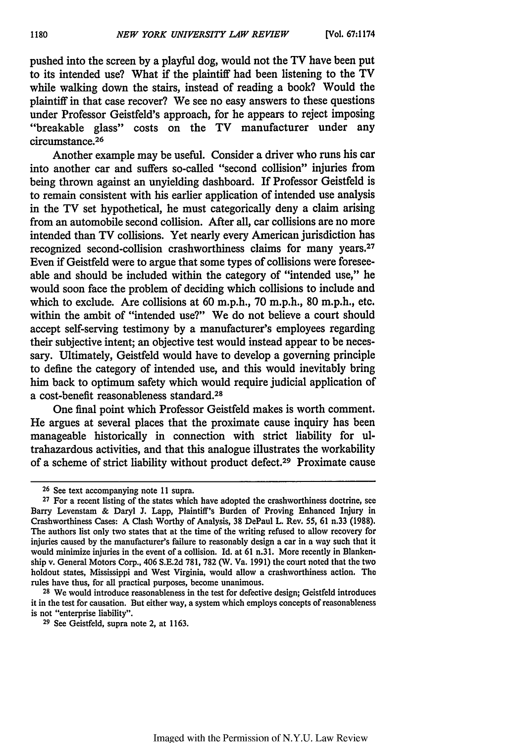pushed into the screen by a playful dog, would not the TV have been put to its intended use? What if the plaintiff had been listening to the TV while walking down the stairs, instead of reading a book? Would the plaintiff in that case recover? We see no easy answers to these questions under Professor Geistfeld's approach, for he appears to reject imposing "breakable glass" costs on the TV manufacturer under any circumstance.[26]

Another example may be useful. Consider a driver who runs his car into another car and suffers so-called "second collision" injuries from being thrown against an unyielding dashboard. If Professor Geistfeld is to remain consistent with his earlier application of intended use analysis in the TV set hypothetical, he must categorically deny a claim arising from an automobile second collision. After all, car collisions are no more intended than TV collisions. Yet nearly every American jurisdiction has recognized second-collision crashworthiness claims for many years.[27] Even if Geistfeld were to argue that some types of collisions were foreseeable and should be included within the category of "intended use," he would soon face the problem of deciding which collisions to include and which to exclude. Are collisions at 60 m.p.h., 70 m.p.h., 80 m.p.h., etc. within the ambit of "intended use?" We do not believe a court should accept self-serving testimony by a manufacturer's employees regarding their subjective intent; an objective test would instead appear to be necessary. Ultimately, Geistfeld would have to develop a governing principle to define the category of intended use, and this would inevitably bring him back to optimum safety which would require judicial application of a cost-benefit reasonableness standard.[28]

One final point which Professor Geistfeld makes is worth comment. He argues at several places that the proximate cause inquiry has been manageable historically in connection with strict liability for ultrahazardous activities, and that this analogue illustrates the workability of a scheme of strict liability without product defect.[29] Proximate cause

---

[26] See text accompanying note 11 supra.

[27] For a recent listing of the states which have adopted the crashworthiness doctrine, see Barry Levenstam & Daryl J. Lapp, Plaintiff's Burden of Proving Enhanced Injury in Crashworthiness Cases: A Clash Worthy of Analysis, 38 DePaul L. Rev. 55, 61 n.33 (1988). The authors list only two states that at the time of the writing refused to allow recovery for injuries caused by the manufacturer's failure to reasonably design a car in a way such that it would minimize injuries in the event of a collision. Id. at 61 n.31. More recently in Blankenship v. General Motors Corp., 406 S.E.2d 781, 782 (W. Va. 1991) the court noted that the two holdout states, Mississippi and West Virginia, would allow a crashworthiness action. The rules have thus, for all practical purposes, become unanimous.

[28] We would introduce reasonableness in the test for defective design; Geistfeld introduces it in the test for causation. But either way, a system which employs concepts of reasonableness is not "enterprise liability".

[29] See Geistfeld, supra note 2, at 1163.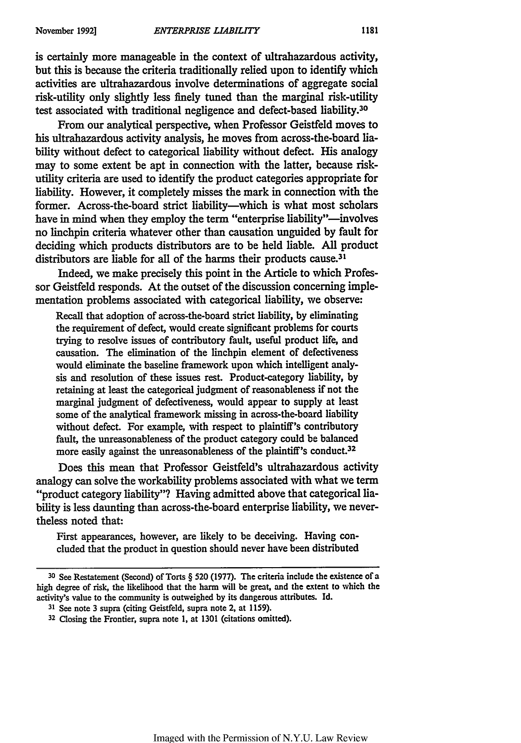is certainly more manageable in the context of ultrahazardous activity, but this is because the criteria traditionally relied upon to identify which activities are ultrahazardous involve determinations of aggregate social risk-utility only slightly less finely tuned than the marginal risk-utility test associated with traditional negligence and defect-based liability.[30]

From our analytical perspective, when Professor Geistfeld moves to his ultrahazardous activity analysis, he moves from across-the-board liability without defect to categorical liability without defect. His analogy may to some extent be apt in connection with the latter, because risk-utility criteria are used to identify the product categories appropriate for liability. However, it completely misses the mark in connection with the former. Across-the-board strict liability—which is what most scholars have in mind when they employ the term "enterprise liability"—involves no linchpin criteria whatever other than causation unguided by fault for deciding which products distributors are to be held liable. All product distributors are liable for all of the harms their products cause.[31]

Indeed, we make precisely this point in the Article to which Professor Geistfeld responds. At the outset of the discussion concerning implementation problems associated with categorical liability, we observe:

> Recall that adoption of across-the-board strict liability, by eliminating the requirement of defect, would create significant problems for courts trying to resolve issues of contributory fault, useful product life, and causation. The elimination of the linchpin element of defectiveness would eliminate the baseline framework upon which intelligent analysis and resolution of these issues rest. Product-category liability, by retaining at least the categorical judgment of reasonableness if not the marginal judgment of defectiveness, would appear to supply at least some of the analytical framework missing in across-the-board liability without defect. For example, with respect to plaintiff's contributory fault, the unreasonableness of the product category could be balanced more easily against the unreasonableness of the plaintiff's conduct.[32]

Does this mean that Professor Geistfeld's ultrahazardous activity analogy can solve the workability problems associated with what we term "product category liability"? Having admitted above that categorical liability is less daunting than across-the-board enterprise liability, we nevertheless noted that:

> First appearances, however, are likely to be deceiving. Having concluded that the product in question should never have been distributed

---

[30] See Restatement (Second) of Torts § 520 (1977). The criteria include the existence of a high degree of risk, the likelihood that the harm will be great, and the extent to which the activity's value to the community is outweighed by its dangerous attributes. Id.

[31] See note 3 supra (citing Geistfeld, supra note 2, at 1159).

[32] Closing the Frontier, supra note 1, at 1301 (citations omitted).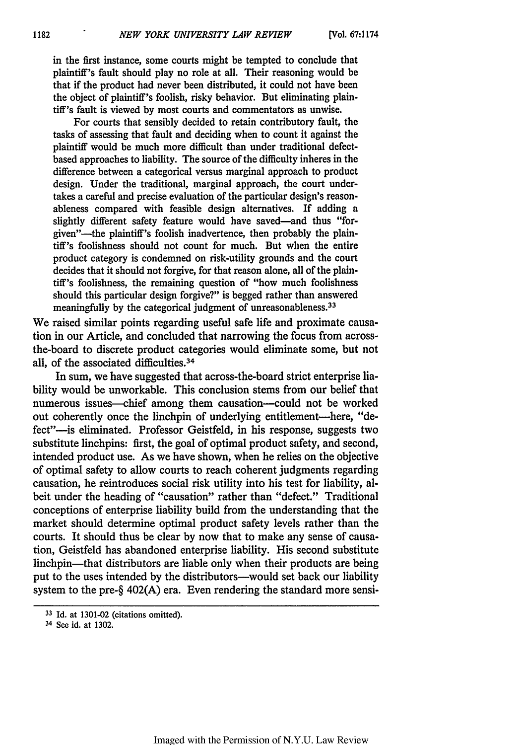> in the first instance, some courts might be tempted to conclude that plaintiff's fault should play no role at all. Their reasoning would be that if the product had never been distributed, it could not have been the object of plaintiff's foolish, risky behavior. But eliminating plaintiff's fault is viewed by most courts and commentators as unwise.
>
> For courts that sensibly decided to retain contributory fault, the tasks of assessing that fault and deciding when to count it against the plaintiff would be much more difficult than under traditional defect-based approaches to liability. The source of the difficulty inheres in the difference between a categorical versus marginal approach to product design. Under the traditional, marginal approach, the court undertakes a careful and precise evaluation of the particular design's reasonableness compared with feasible design alternatives. If adding a slightly different safety feature would have saved—and thus "forgiven"—the plaintiff's foolish inadvertence, then probably the plaintiff's foolishness should not count for much. But when the entire product category is condemned on risk-utility grounds and the court decides that it should not forgive, for that reason alone, all of the plaintiff's foolishness, the remaining question of "how much foolishness should this particular design forgive?" is begged rather than answered meaningfully by the categorical judgment of unreasonableness.[33]

We raised similar points regarding useful safe life and proximate causation in our Article, and concluded that narrowing the focus from across-the-board to discrete product categories would eliminate some, but not all, of the associated difficulties.[34]

In sum, we have suggested that across-the-board strict enterprise liability would be unworkable. This conclusion stems from our belief that numerous issues—chief among them causation—could not be worked out coherently once the linchpin of underlying entitlement—here, "defect"—is eliminated. Professor Geistfeld, in his response, suggests two substitute linchpins: first, the goal of optimal product safety, and second, intended product use. As we have shown, when he relies on the objective of optimal safety to allow courts to reach coherent judgments regarding causation, he reintroduces social risk utility into his test for liability, albeit under the heading of "causation" rather than "defect." Traditional conceptions of enterprise liability build from the understanding that the market should determine optimal product safety levels rather than the courts. It should thus be clear by now that to make any sense of causation, Geistfeld has abandoned enterprise liability. His second substitute linchpin—that distributors are liable only when their products are being put to the uses intended by the distributors—would set back our liability system to the pre-§ 402(A) era. Even rendering the standard more sensi-

---

[33] Id. at 1301-02 (citations omitted).

[34] See id. at 1302.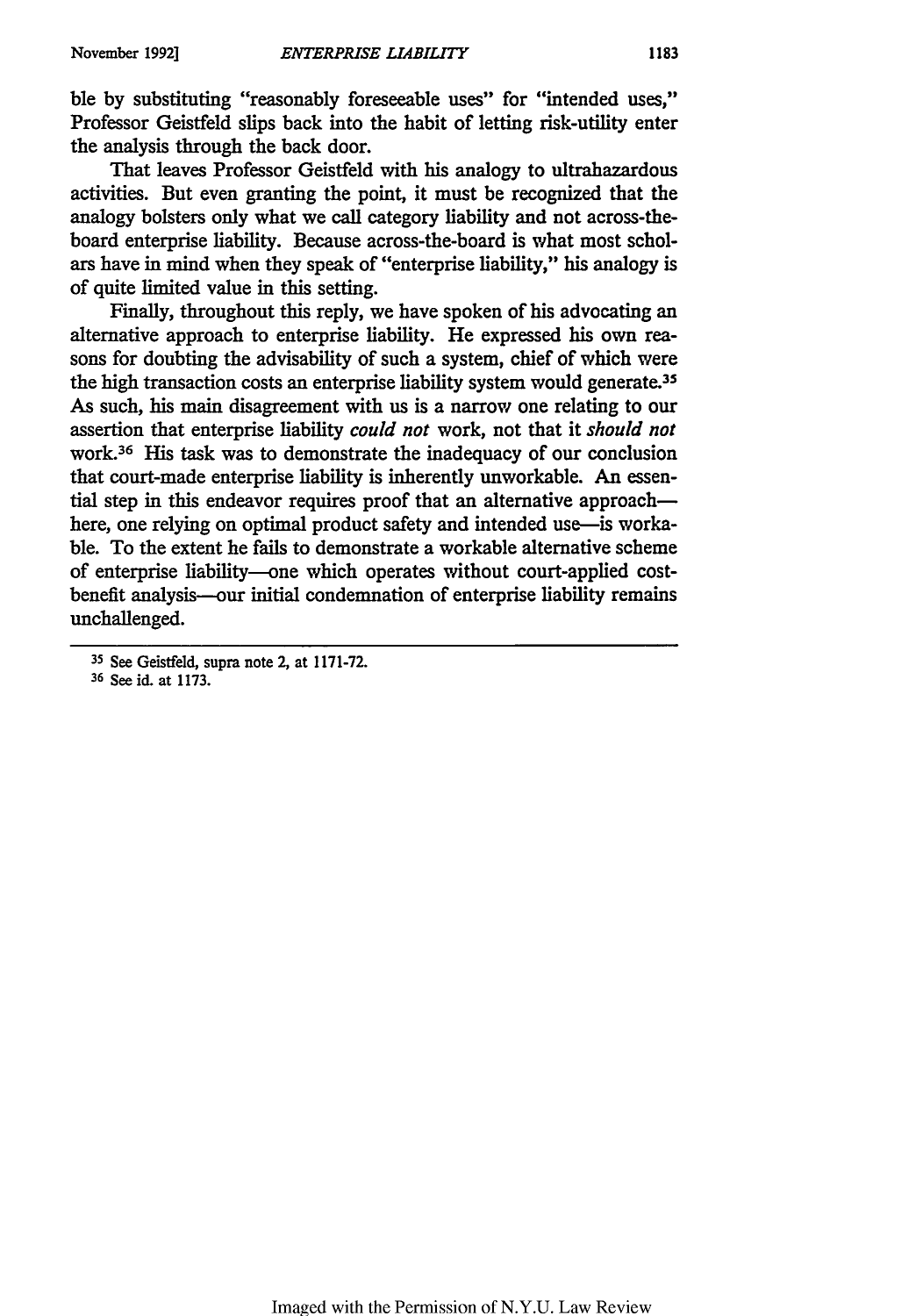ble by substituting "reasonably foreseeable uses" for "intended uses," Professor Geistfeld slips back into the habit of letting risk-utility enter the analysis through the back door.

That leaves Professor Geistfeld with his analogy to ultrahazardous activities. But even granting the point, it must be recognized that the analogy bolsters only what we call category liability and not across-the-board enterprise liability. Because across-the-board is what most scholars have in mind when they speak of "enterprise liability," his analogy is of quite limited value in this setting.

Finally, throughout this reply, we have spoken of his advocating an alternative approach to enterprise liability. He expressed his own reasons for doubting the advisability of such a system, chief of which were the high transaction costs an enterprise liability system would generate.[35] As such, his main disagreement with us is a narrow one relating to our assertion that enterprise liability *could not* work, not that it *should not* work.[36] His task was to demonstrate the inadequacy of our conclusion that court-made enterprise liability is inherently unworkable. An essential step in this endeavor requires proof that an alternative approach—here, one relying on optimal product safety and intended use—is workable. To the extent he fails to demonstrate a workable alternative scheme of enterprise liability—one which operates without court-applied cost-benefit analysis—our initial condemnation of enterprise liability remains unchallenged.

---

[35] See Geistfeld, supra note 2, at 1171-72.

[36] See id. at 1173.